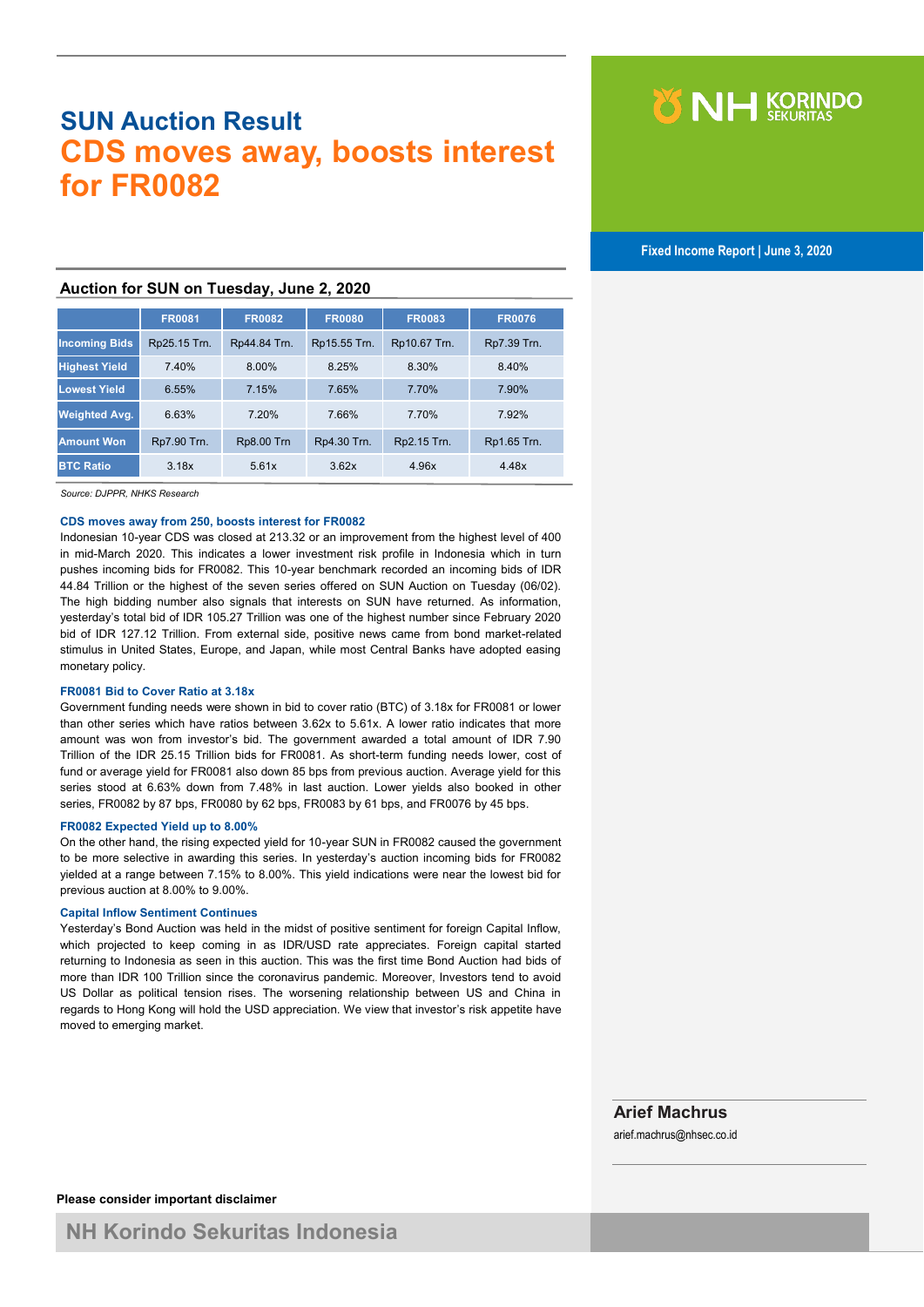# SUN Auction Result

# CDS moves away, boosts interest for FR0082

Fixed Income Report | June 3, 2020

### Auction for SUN on Tuesday, June 2, 2020

| | FR0081 | FR0082 | FR0080 | FR0083 | FR0076 |
|---|---|---|---|---|---|
| Incoming Bids | Rp25.15 Trn. | Rp44.84 Trn. | Rp15.55 Trn. | Rp10.67 Trn. | Rp7.39 Trn. |
| Highest Yield | 7.40% | 8.00% | 8.25% | 8.30% | 8.40% |
| Lowest Yield | 6.55% | 7.15% | 7.65% | 7.70% | 7.90% |
| Weighted Avg. | 6.63% | 7.20% | 7.66% | 7.70% | 7.92% |
| Amount Won | Rp7.90 Trn. | Rp8.00 Trn | Rp4.30 Trn. | Rp2.15 Trn. | Rp1.65 Trn. |
| BTC Ratio | 3.18x | 5.61x | 3.62x | 4.96x | 4.48x |

*Source: DJPPR, NHKS Research*

#### CDS moves away from 250, boosts interest for FR0082

Indonesian 10-year CDS was closed at 213.32 or an improvement from the highest level of 400 in mid-March 2020. This indicates a lower investment risk profile in Indonesia which in turn pushes incoming bids for FR0082. This 10-year benchmark recorded an incoming bids of IDR 44.84 Trillion or the highest of the seven series offered on SUN Auction on Tuesday (06/02). The high bidding number also signals that interests on SUN have returned. As information, yesterday's total bid of IDR 105.27 Trillion was one of the highest number since February 2020 bid of IDR 127.12 Trillion. From external side, positive news came from bond market-related stimulus in United States, Europe, and Japan, while most Central Banks have adopted easing monetary policy.

#### FR0081 Bid to Cover Ratio at 3.18x

Government funding needs were shown in bid to cover ratio (BTC) of 3.18x for FR0081 or lower than other series which have ratios between 3.62x to 5.61x. A lower ratio indicates that more amount was won from investor's bid. The government awarded a total amount of IDR 7.90 Trillion of the IDR 25.15 Trillion bids for FR0081. As short-term funding needs lower, cost of fund or average yield for FR0081 also down 85 bps from previous auction. Average yield for this series stood at 6.63% down from 7.48% in last auction. Lower yields also booked in other series, FR0082 by 87 bps, FR0080 by 62 bps, FR0083 by 61 bps, and FR0076 by 45 bps.

#### FR0082 Expected Yield up to 8.00%

On the other hand, the rising expected yield for 10-year SUN in FR0082 caused the government to be more selective in awarding this series. In yesterday's auction incoming bids for FR0082 yielded at a range between 7.15% to 8.00%. This yield indications were near the lowest bid for previous auction at 8.00% to 9.00%.

#### Capital Inflow Sentiment Continues

Yesterday's Bond Auction was held in the midst of positive sentiment for foreign Capital Inflow, which projected to keep coming in as IDR/USD rate appreciates. Foreign capital started returning to Indonesia as seen in this auction. This was the first time Bond Auction had bids of more than IDR 100 Trillion since the coronavirus pandemic. Moreover, Investors tend to avoid US Dollar as political tension rises. The worsening relationship between US and China in regards to Hong Kong will hold the USD appreciation. We view that investor's risk appetite have moved to emerging market.

**Arief Machrus**
arief.machrus@nhsec.co.id

**Please consider important disclaimer**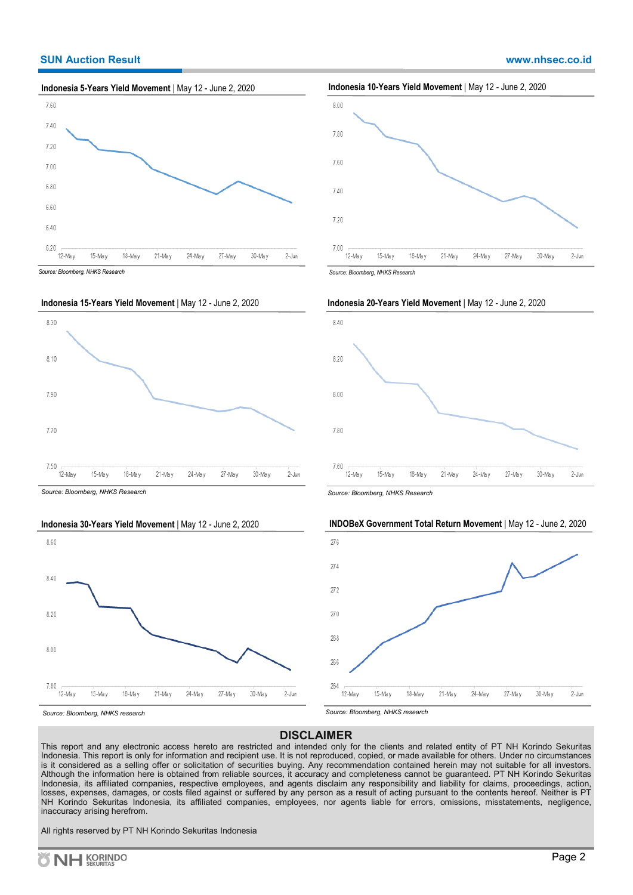**Indonesia 5-Years Yield Movement** | May 12 - June 2, 2020

7.60
7.40
7.20
7.00
6.80
6.60
6.40
6.20
12-May 15-May 18-May 21-May 24-May 27-May 30-May 2-Jun

*Source: Bloomberg, NHKS Research*

**Indonesia 10-Years Yield Movement** | May 12 - June 2, 2020

8.00
7.80
7.60
7.40
7.20
7.00
12-May 15-May 18-May 21-May 24-May 27-May 30-May 2-Jun

*Source: Bloomberg, NHKS Research*

**Indonesia 15-Years Yield Movement** | May 12 - June 2, 2020

8.30
8.10
7.90
7.70
7.50
12-May 15-May 18-May 21-May 24-May 27-May 30-May 2-Jun

*Source: Bloomberg, NHKS Research*

**Indonesia 20-Years Yield Movement** | May 12 - June 2, 2020

8.40
8.20
8.00
7.80
7.60
12-May 15-May 18-May 21-May 24-May 27-May 30-May 2-Jun

*Source: Bloomberg, NHKS Research*

**Indonesia 30-Years Yield Movement** | May 12 - June 2, 2020

8.60
8.40
8.20
8.00
7.80
12-May 15-May 18-May 21-May 24-May 27-May 30-May 2-Jun

*Source: Bloomberg, NHKS research*

**INDOBeX Government Total Return Movement** | May 12 - June 2, 2020

276
274
272
270
268
266
264
12-May 15-May 18-May 21-May 24-May 27-May 30-May 2-Jun

*Source: Bloomberg, NHKS research*

## DISCLAIMER

This report and any electronic access hereto are restricted and intended only for the clients and related entity of PT NH Korindo Sekuritas Indonesia. This report is only for information and recipient use. It is not reproduced, copied, or made available for others. Under no circumstances is it considered as a selling offer or solicitation of securities buying. Any recommendation contained herein may not suitable for all investors. Although the information here is obtained from reliable sources, it accuracy and completeness cannot be guaranteed. PT NH Korindo Sekuritas Indonesia, its affiliated companies, respective employees, and agents disclaim any responsibility and liability for claims, proceedings, action, losses, expenses, damages, or costs filed against or suffered by any person as a result of acting pursuant to the contents hereof. Neither is PT NH Korindo Sekuritas Indonesia, its affiliated companies, employees, nor agents liable for errors, omissions, misstatements, negligence, inaccuracy arising herefrom.

All rights reserved by PT NH Korindo Sekuritas Indonesia